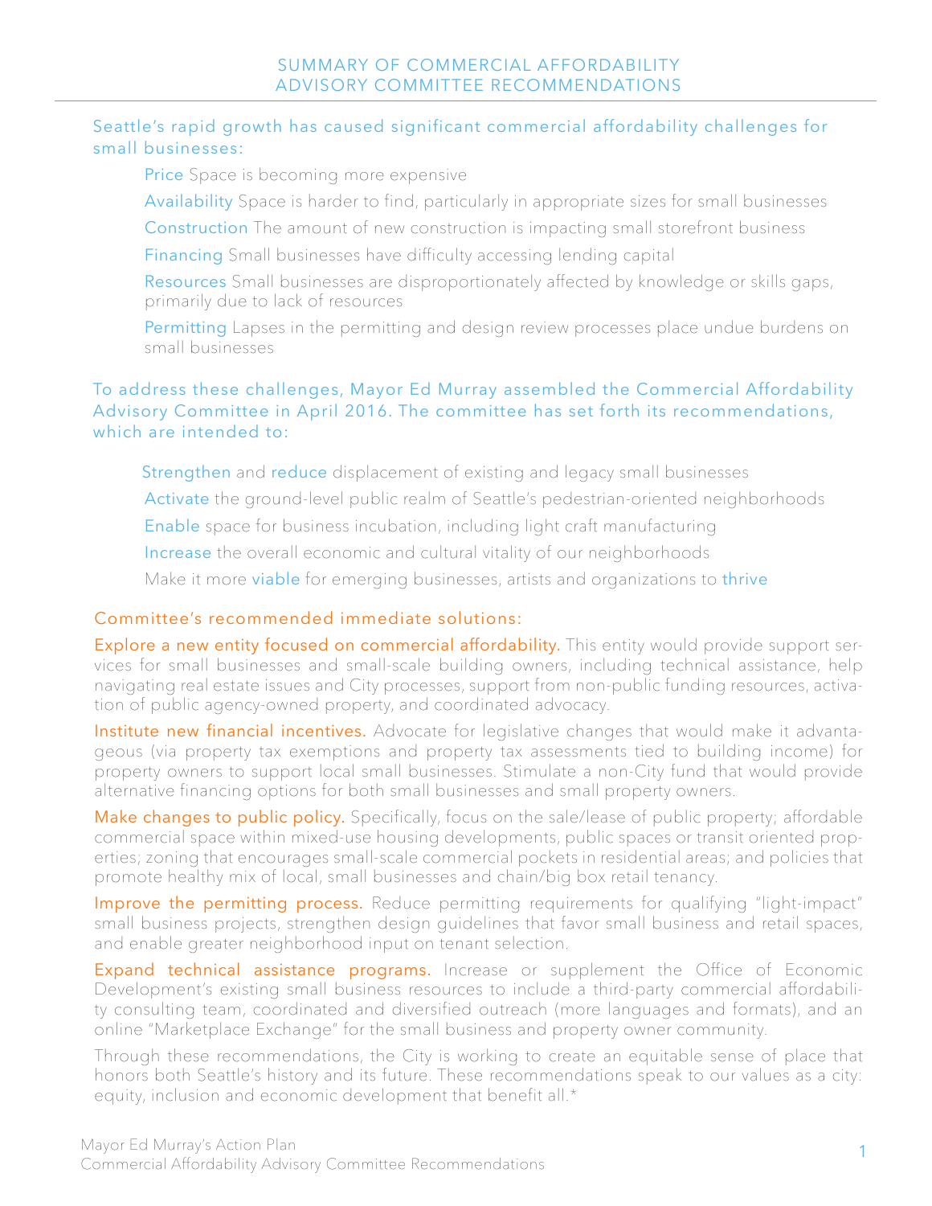# SUMMARY OF COMMERCIAL AFFORDABILITY ADVISORY COMMITTEE RECOMMENDATIONS

Seattle's rapid growth has caused significant commercial affordability challenges for small businesses:

- **Price** Space is becoming more expensive
- **Availability** Space is harder to find, particularly in appropriate sizes for small businesses
- **Construction** The amount of new construction is impacting small storefront business
- **Financing** Small businesses have difficulty accessing lending capital
- **Resources** Small businesses are disproportionately affected by knowledge or skills gaps, primarily due to lack of resources
- **Permitting** Lapses in the permitting and design review processes place undue burdens on small businesses

To address these challenges, Mayor Ed Murray assembled the Commercial Affordability Advisory Committee in April 2016. The committee has set forth its recommendations, which are intended to:

- **Strengthen** and **reduce** displacement of existing and legacy small businesses
- **Activate** the ground-level public realm of Seattle's pedestrian-oriented neighborhoods
- **Enable** space for business incubation, including light craft manufacturing
- **Increase** the overall economic and cultural vitality of our neighborhoods
- Make it more **viable** for emerging businesses, artists and organizations to **thrive**

## Committee's recommended immediate solutions:

**Explore a new entity focused on commercial affordability.** This entity would provide support services for small businesses and small-scale building owners, including technical assistance, help navigating real estate issues and City processes, support from non-public funding resources, activation of public agency-owned property, and coordinated advocacy.

**Institute new financial incentives.** Advocate for legislative changes that would make it advantageous (via property tax exemptions and property tax assessments tied to building income) for property owners to support local small businesses. Stimulate a non-City fund that would provide alternative financing options for both small businesses and small property owners.

**Make changes to public policy.** Specifically, focus on the sale/lease of public property; affordable commercial space within mixed-use housing developments, public spaces or transit oriented properties; zoning that encourages small-scale commercial pockets in residential areas; and policies that promote healthy mix of local, small businesses and chain/big box retail tenancy.

**Improve the permitting process.** Reduce permitting requirements for qualifying "light-impact" small business projects, strengthen design guidelines that favor small business and retail spaces, and enable greater neighborhood input on tenant selection.

**Expand technical assistance programs.** Increase or supplement the Office of Economic Development's existing small business resources to include a third-party commercial affordability consulting team, coordinated and diversified outreach (more languages and formats), and an online "Marketplace Exchange" for the small business and property owner community.

Through these recommendations, the City is working to create an equitable sense of place that honors both Seattle's history and its future. These recommendations speak to our values as a city: equity, inclusion and economic development that benefit all.*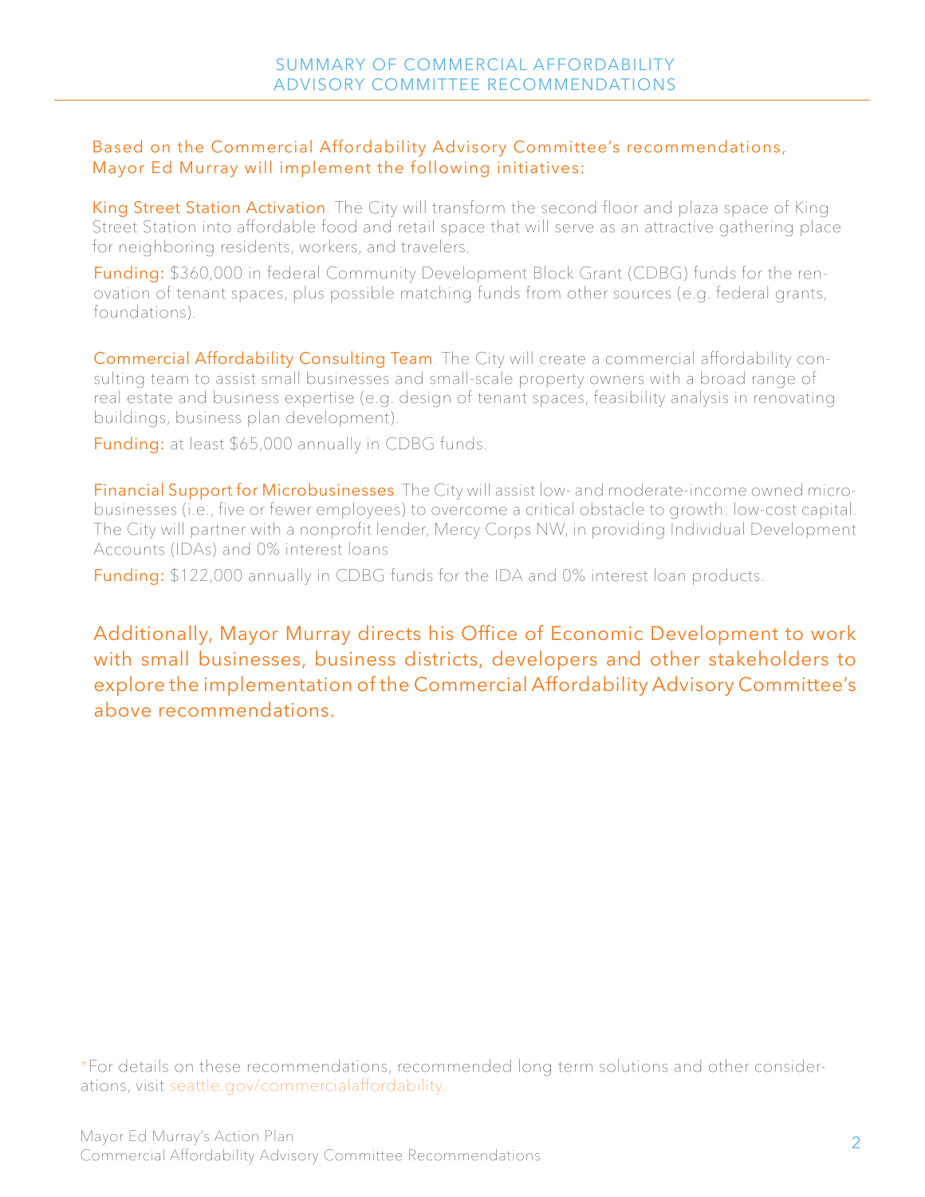# SUMMARY OF COMMERCIAL AFFORDABILITY ADVISORY COMMITTEE RECOMMENDATIONS

Based on the Commercial Affordability Advisory Committee's recommendations, Mayor Ed Murray will implement the following initiatives:

**King Street Station Activation**. The City will transform the second floor and plaza space of King Street Station into affordable food and retail space that will serve as an attractive gathering place for neighboring residents, workers, and travelers.

**Funding:** $360,000 in federal Community Development Block Grant (CDBG) funds for the renovation of tenant spaces, plus possible matching funds from other sources (e.g. federal grants, foundations).

**Commercial Affordability Consulting Team**. The City will create a commercial affordability consulting team to assist small businesses and small-scale property owners with a broad range of real estate and business expertise (e.g. design of tenant spaces, feasibility analysis in renovating buildings, business plan development).

**Funding:** at least $65,000 annually in CDBG funds.

**Financial Support for Microbusinesses**. The City will assist low- and moderate-income owned microbusinesses (i.e., five or fewer employees) to overcome a critical obstacle to growth: low-cost capital. The City will partner with a nonprofit lender, Mercy Corps NW, in providing Individual Development Accounts (IDAs) and 0% interest loans

**Funding:** $122,000 annually in CDBG funds for the IDA and 0% interest loan products.

Additionally, Mayor Murray directs his Office of Economic Development to work with small businesses, business districts, developers and other stakeholders to explore the implementation of the Commercial Affordability Advisory Committee's above recommendations.

*For details on these recommendations, recommended long term solutions and other considerations, visit seattle.gov/commercialaffordability.